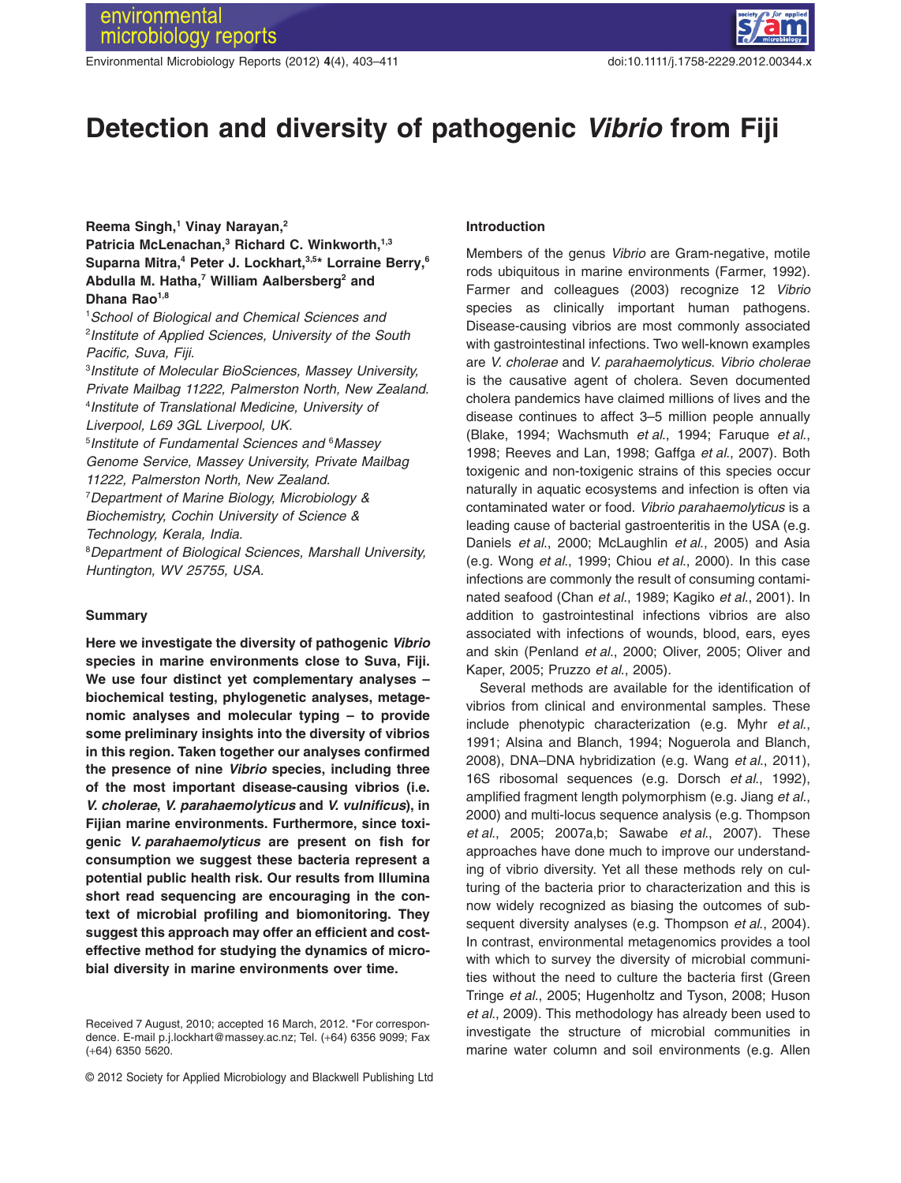# Detection and diversity of pathogenic *Vibrio* from Fiji

**Reema Singh,[1] Vinay Narayan,[2] Patricia McLenachan,[3] Richard C. Winkworth,[1,3] Suparna Mitra,[4] Peter J. Lockhart,[3,5]* Lorraine Berry,[6] Abdulla M. Hatha,[7] William Aalbersberg[2] and Dhana Rao[1,8]**

[1]*School of Biological and Chemical Sciences and* [2]*Institute of Applied Sciences, University of the South Pacific, Suva, Fiji.*
[3]*Institute of Molecular BioSciences, Massey University, Private Mailbag 11222, Palmerston North, New Zealand.*
[4]*Institute of Translational Medicine, University of Liverpool, L69 3GL Liverpool, UK.*
[5]*Institute of Fundamental Sciences and* [6]*Massey Genome Service, Massey University, Private Mailbag 11222, Palmerston North, New Zealand.*
[7]*Department of Marine Biology, Microbiology & Biochemistry, Cochin University of Science & Technology, Kerala, India.*
[8]*Department of Biological Sciences, Marshall University, Huntington, WV 25755, USA.*

## Summary

**Here we investigate the diversity of pathogenic *Vibrio* species in marine environments close to Suva, Fiji. We use four distinct yet complementary analyses – biochemical testing, phylogenetic analyses, metagenomic analyses and molecular typing – to provide some preliminary insights into the diversity of vibrios in this region. Taken together our analyses confirmed the presence of nine *Vibrio* species, including three of the most important disease-causing vibrios (i.e. *V. cholerae*, *V. parahaemolyticus* and *V. vulnificus*), in Fijian marine environments. Furthermore, since toxigenic *V. parahaemolyticus* are present on fish for consumption we suggest these bacteria represent a potential public health risk. Our results from Illumina short read sequencing are encouraging in the context of microbial profiling and biomonitoring. They suggest this approach may offer an efficient and cost-effective method for studying the dynamics of microbial diversity in marine environments over time.**

Received 7 August, 2010; accepted 16 March, 2012. *For correspondence. E-mail p.j.lockhart@massey.ac.nz; Tel. (+64) 6356 9099; Fax (+64) 6350 5620.

## Introduction

Members of the genus *Vibrio* are Gram-negative, motile rods ubiquitous in marine environments (Farmer, 1992). Farmer and colleagues (2003) recognize 12 *Vibrio* species as clinically important human pathogens. Disease-causing vibrios are most commonly associated with gastrointestinal infections. Two well-known examples are *V. cholerae* and *V. parahaemolyticus*. *Vibrio cholerae* is the causative agent of cholera. Seven documented cholera pandemics have claimed millions of lives and the disease continues to affect 3–5 million people annually (Blake, 1994; Wachsmuth *et al.*, 1994; Faruque *et al.*, 1998; Reeves and Lan, 1998; Gaffga *et al.*, 2007). Both toxigenic and non-toxigenic strains of this species occur naturally in aquatic ecosystems and infection is often via contaminated water or food. *Vibrio parahaemolyticus* is a leading cause of bacterial gastroenteritis in the USA (e.g. Daniels *et al.*, 2000; McLaughlin *et al.*, 2005) and Asia (e.g. Wong *et al.*, 1999; Chiou *et al.*, 2000). In this case infections are commonly the result of consuming contaminated seafood (Chan *et al.*, 1989; Kagiko *et al.*, 2001). In addition to gastrointestinal infections vibrios are also associated with infections of wounds, blood, ears, eyes and skin (Penland *et al.*, 2000; Oliver, 2005; Oliver and Kaper, 2005; Pruzzo *et al.*, 2005).

Several methods are available for the identification of vibrios from clinical and environmental samples. These include phenotypic characterization (e.g. Myhr *et al.*, 1991; Alsina and Blanch, 1994; Noguerola and Blanch, 2008), DNA–DNA hybridization (e.g. Wang *et al.*, 2011), 16S ribosomal sequences (e.g. Dorsch *et al.*, 1992), amplified fragment length polymorphism (e.g. Jiang *et al.*, 2000) and multi-locus sequence analysis (e.g. Thompson *et al.*, 2005; 2007a,b; Sawabe *et al.*, 2007). These approaches have done much to improve our understanding of vibrio diversity. Yet all these methods rely on culturing of the bacteria prior to characterization and this is now widely recognized as biasing the outcomes of subsequent diversity analyses (e.g. Thompson *et al.*, 2004). In contrast, environmental metagenomics provides a tool with which to survey the diversity of microbial communities without the need to culture the bacteria first (Green Tringe *et al.*, 2005; Hugenholtz and Tyson, 2008; Huson *et al.*, 2009). This methodology has already been used to investigate the structure of microbial communities in marine water column and soil environments (e.g. Allen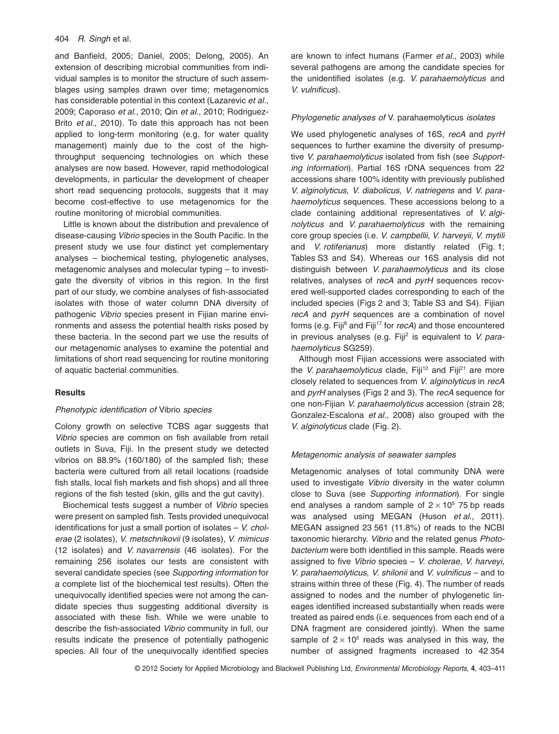and Banfield, 2005; Daniel, 2005; Delong, 2005). An extension of describing microbial communities from individual samples is to monitor the structure of such assemblages using samples drawn over time; metagenomics has considerable potential in this context (Lazarevic *et al*., 2009; Caporaso *et al*., 2010; Qin *et al*., 2010; Rodriguez-Brito *et al*., 2010). To date this approach has not been applied to long-term monitoring (e.g. for water quality management) mainly due to the cost of the high-throughput sequencing technologies on which these analyses are now based. However, rapid methodological developments, in particular the development of cheaper short read sequencing protocols, suggests that it may become cost-effective to use metagenomics for the routine monitoring of microbial communities.

Little is known about the distribution and prevalence of disease-causing *Vibrio* species in the South Pacific. In the present study we use four distinct yet complementary analyses – biochemical testing, phylogenetic analyses, metagenomic analyses and molecular typing – to investigate the diversity of vibrios in this region. In the first part of our study, we combine analyses of fish-associated isolates with those of water column DNA diversity of pathogenic *Vibrio* species present in Fijian marine environments and assess the potential health risks posed by these bacteria. In the second part we use the results of our metagenomic analyses to examine the potential and limitations of short read sequencing for routine monitoring of aquatic bacterial communities.

## Results

### *Phenotypic identification of* Vibrio *species*

Colony growth on selective TCBS agar suggests that *Vibrio* species are common on fish available from retail outlets in Suva, Fiji. In the present study we detected vibrios on 88.9% (160/180) of the sampled fish; these bacteria were cultured from all retail locations (roadside fish stalls, local fish markets and fish shops) and all three regions of the fish tested (skin, gills and the gut cavity).

Biochemical tests suggest a number of *Vibrio* species were present on sampled fish. Tests provided unequivocal identifications for just a small portion of isolates – *V. cholerae* (2 isolates), *V. metschnikovii* (9 isolates), *V. mimicus* (12 isolates) and *V. navarrensis* (46 isolates). For the remaining 256 isolates our tests are consistent with several candidate species (see *Supporting information* for a complete list of the biochemical test results). Often the unequivocally identified species were not among the candidate species thus suggesting additional diversity is associated with these fish. While we were unable to describe the fish-associated *Vibrio* community in full, our results indicate the presence of potentially pathogenic species. All four of the unequivocally identified species are known to infect humans (Farmer *et al*., 2003) while several pathogens are among the candidate species for the unidentified isolates (e.g. *V. parahaemolyticus* and *V. vulnificus*).

### *Phylogenetic analyses of* V. parahaemolyticus *isolates*

We used phylogenetic analyses of 16S, *recA* and *pyrH* sequences to further examine the diversity of presumptive *V. parahaemolyticus* isolated from fish (see *Supporting information*). Partial 16S rDNA sequences from 22 accessions share 100% identity with previously published *V. alginolyticus*, *V. diabolicus*, *V. natriegens* and *V. parahaemolyticus* sequences. These accessions belong to a clade containing additional representatives of *V. alginolyticus* and *V. parahaemolyticus* with the remaining core group species (i.e. *V. campbellii*, *V. harveyii*, *V. mytili* and *V. rotiferianus*) more distantly related (Fig. 1; Tables S3 and S4). Whereas our 16S analysis did not distinguish between *V. parahaemolyticus* and its close relatives, analyses of *recA* and *pyrH* sequences recovered well-supported clades corresponding to each of the included species (Figs 2 and 3; Table S3 and S4). Fijian *recA* and *pyrH* sequences are a combination of novel forms (e.g. Fiji$^{8}$ and Fiji$^{17}$ for *recA*) and those encountered in previous analyses (e.g. Fiji$^{2}$ is equivalent to *V. parahaemolyticus* SG259).

Although most Fijian accessions were associated with the *V. parahaemolyticus* clade, Fiji$^{12}$ and Fiji$^{21}$ are more closely related to sequences from *V. alginolyticus* in *recA* and *pyrH* analyses (Figs 2 and 3). The *recA* sequence for one non-Fijian *V. parahaemolyticus* accession (strain 28; Gonzalez-Escalona *et al*., 2008) also grouped with the *V. alginolyticus* clade (Fig. 2).

### *Metagenomic analysis of seawater samples*

Metagenomic analyses of total community DNA were used to investigate *Vibrio* diversity in the water column close to Suva (see *Supporting information*). For single end analyses a random sample of $2 \times 10^5$ 75 bp reads was analysed using MEGAN (Huson *et al*., 2011). MEGAN assigned 23 561 (11.8%) of reads to the NCBI taxonomic hierarchy. *Vibrio* and the related genus *Photobacterium* were both identified in this sample. Reads were assigned to five *Vibrio* species – *V. cholerae*, *V. harveyi*, *V. parahaemolyticus*, *V. shilonii* and *V. vulnificus* – and to strains within three of these (Fig. 4). The number of reads assigned to nodes and the number of phylogenetic lineages identified increased substantially when reads were treated as paired ends (i.e. sequences from each end of a DNA fragment are considered jointly). When the same sample of $2 \times 10^5$ reads was analysed in this way, the number of assigned fragments increased to 42 354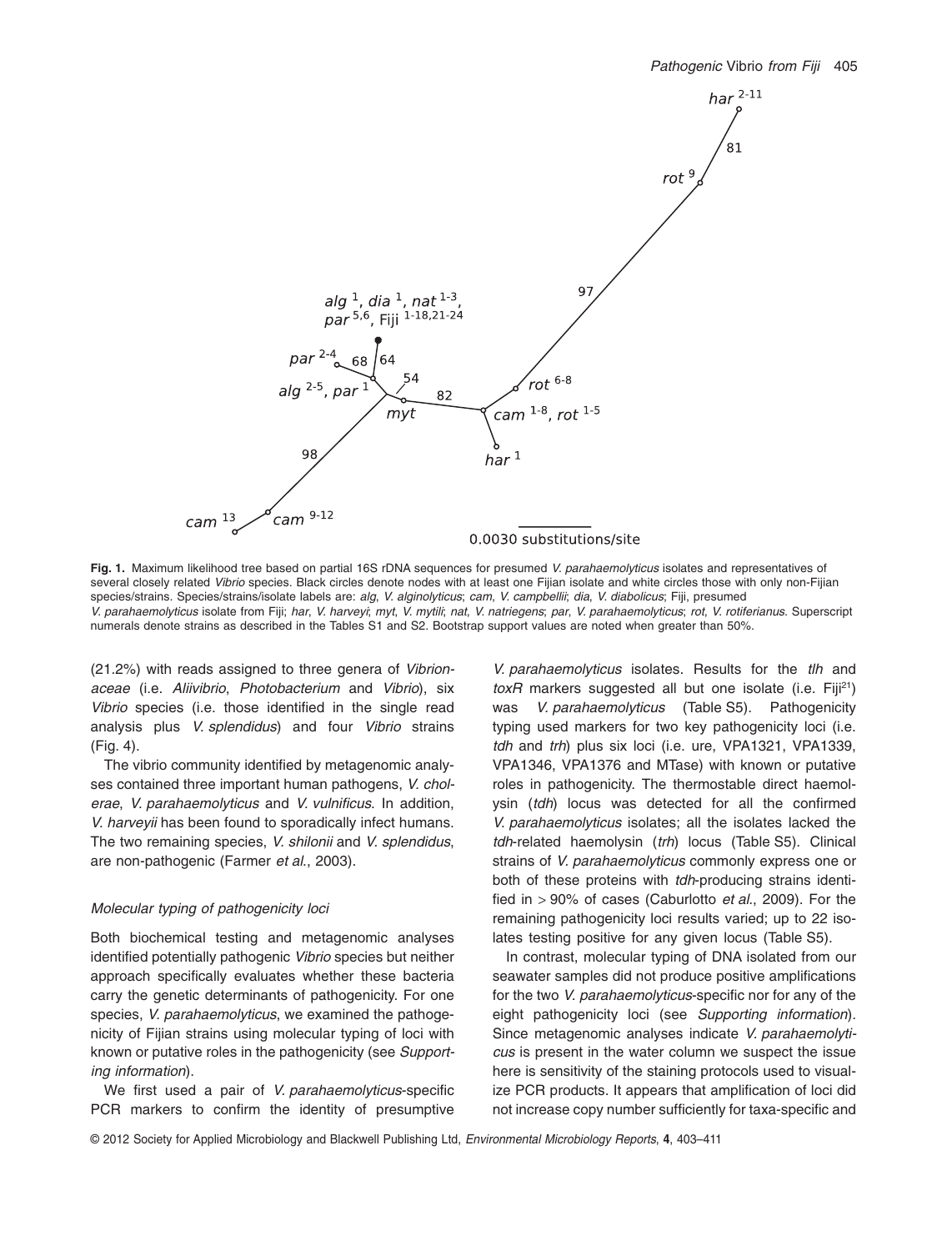**Fig. 1.** Maximum likelihood tree based on partial 16S rDNA sequences for presumed *V. parahaemolyticus* isolates and representatives of several closely related *Vibrio* species. Black circles denote nodes with at least one Fijian isolate and white circles those with only non-Fijian species/strains. Species/strains/isolate labels are: *alg*, *V. alginolyticus*; *cam*, *V. campbellii*; *dia*, *V. diabolicus*; Fiji, presumed *V. parahaemolyticus* isolate from Fiji; *har*, *V. harveyi*; *myt*, *V. mytili*; *nat*, *V. natriegens*; *par*, *V. parahaemolyticus*; *rot*, *V. rotiferianus*. Superscript numerals denote strains as described in the Tables S1 and S2. Bootstrap support values are noted when greater than 50%.

(21.2%) with reads assigned to three genera of *Vibrionaceae* (i.e. *Aliivibrio*, *Photobacterium* and *Vibrio*), six *Vibrio* species (i.e. those identified in the single read analysis plus *V. splendidus*) and four *Vibrio* strains (Fig. 4).

The vibrio community identified by metagenomic analyses contained three important human pathogens, *V. cholerae*, *V. parahaemolyticus* and *V. vulnificus*. In addition, *V. harveyii* has been found to sporadically infect humans. The two remaining species, *V. shilonii* and *V. splendidus*, are non-pathogenic (Farmer *et al.*, 2003).

### *Molecular typing of pathogenicity loci*

Both biochemical testing and metagenomic analyses identified potentially pathogenic *Vibrio* species but neither approach specifically evaluates whether these bacteria carry the genetic determinants of pathogenicity. For one species, *V. parahaemolyticus*, we examined the pathogenicity of Fijian strains using molecular typing of loci with known or putative roles in the pathogenicity (see *Supporting information*).

We first used a pair of *V. parahaemolyticus*-specific PCR markers to confirm the identity of presumptive *V. parahaemolyticus* isolates. Results for the *tlh* and *toxR* markers suggested all but one isolate (i.e. Fiji[21]) was *V. parahaemolyticus* (Table S5). Pathogenicity typing used markers for two key pathogenicity loci (i.e. *tdh* and *trh*) plus six loci (i.e. ure, VPA1321, VPA1339, VPA1346, VPA1376 and MTase) with known or putative roles in pathogenicity. The thermostable direct haemolysin (*tdh*) locus was detected for all the confirmed *V. parahaemolyticus* isolates; all the isolates lacked the *tdh*-related haemolysin (*trh*) locus (Table S5). Clinical strains of *V. parahaemolyticus* commonly express one or both of these proteins with *tdh*-producing strains identified in > 90% of cases (Caburlotto *et al.*, 2009). For the remaining pathogenicity loci results varied; up to 22 isolates testing positive for any given locus (Table S5).

In contrast, molecular typing of DNA isolated from our seawater samples did not produce positive amplifications for the two *V. parahaemolyticus*-specific nor for any of the eight pathogenicity loci (see *Supporting information*). Since metagenomic analyses indicate *V. parahaemolyticus* is present in the water column we suspect the issue here is sensitivity of the staining protocols used to visualize PCR products. It appears that amplification of loci did not increase copy number sufficiently for taxa-specific and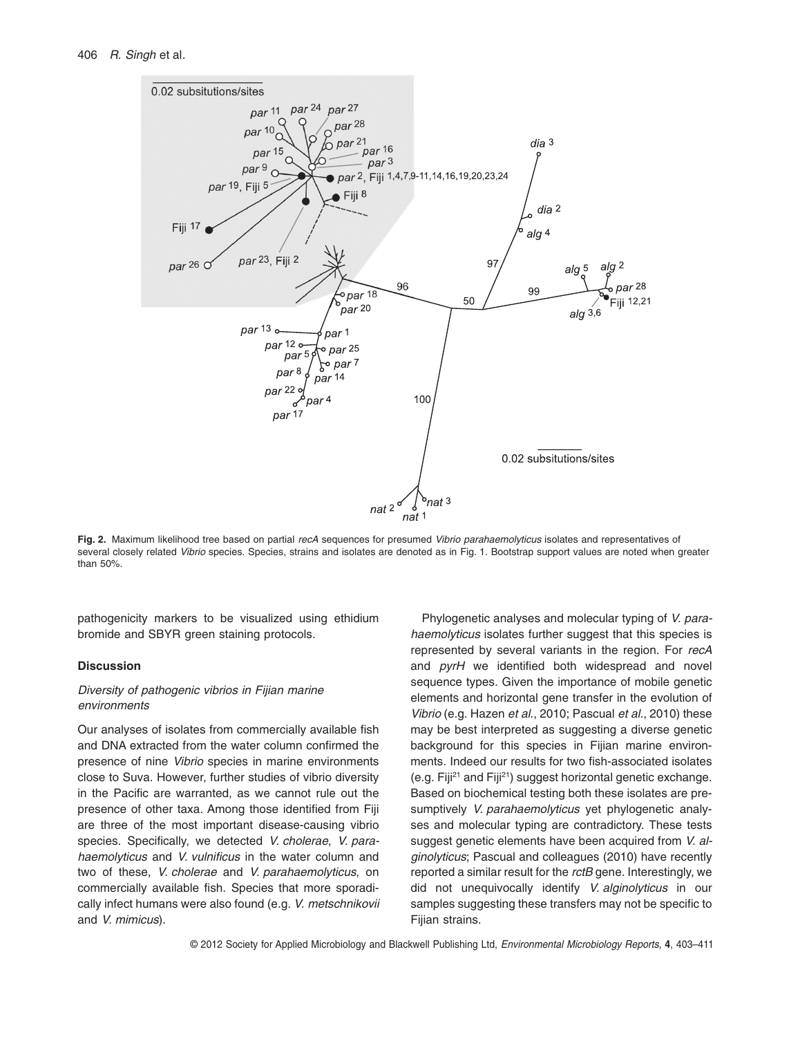Fig. 2. Maximum likelihood tree based on partial *recA* sequences for presumed *Vibrio parahaemolyticus* isolates and representatives of several closely related *Vibrio* species. Species, strains and isolates are denoted as in Fig. 1. Bootstrap support values are noted when greater than 50%.

pathogenicity markers to be visualized using ethidium bromide and SBYR green staining protocols.

## Discussion

### Diversity of pathogenic vibrios in Fijian marine environments

Our analyses of isolates from commercially available fish and DNA extracted from the water column confirmed the presence of nine *Vibrio* species in marine environments close to Suva. However, further studies of vibrio diversity in the Pacific are warranted, as we cannot rule out the presence of other taxa. Among those identified from Fiji are three of the most important disease-causing vibrio species. Specifically, we detected *V. cholerae*, *V. parahaemolyticus* and *V. vulnificus* in the water column and two of these, *V. cholerae* and *V. parahaemolyticus*, on commercially available fish. Species that more sporadically infect humans were also found (e.g. *V. metschnikovii* and *V. mimicus*).

Phylogenetic analyses and molecular typing of *V. parahaemolyticus* isolates further suggest that this species is represented by several variants in the region. For *recA* and *pyrH* we identified both widespread and novel sequence types. Given the importance of mobile genetic elements and horizontal gene transfer in the evolution of *Vibrio* (e.g. Hazen *et al*., 2010; Pascual *et al*., 2010) these may be best interpreted as suggesting a diverse genetic background for this species in Fijian marine environments. Indeed our results for two fish-associated isolates (e.g. Fiji[21] and Fiji[21]) suggest horizontal genetic exchange. Based on biochemical testing both these isolates are presumptively *V. parahaemolyticus* yet phylogenetic analyses and molecular typing are contradictory. These tests suggest genetic elements have been acquired from *V. alginolyticus*; Pascual and colleagues (2010) have recently reported a similar result for the *rctB* gene. Interestingly, we did not unequivocally identify *V. alginolyticus* in our samples suggesting these transfers may not be specific to Fijian strains.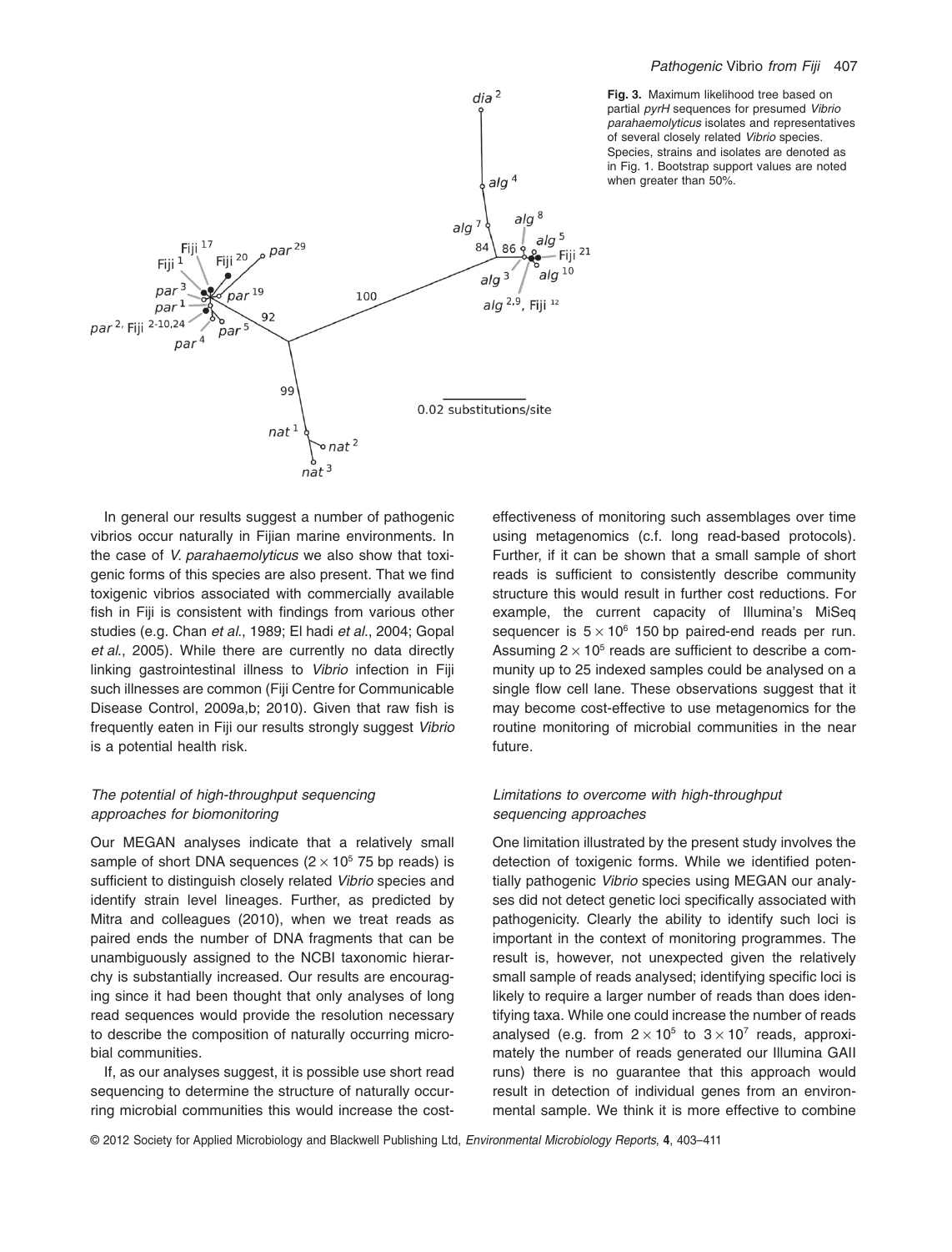**Fig. 3.** Maximum likelihood tree based on partial *pyrH* sequences for presumed *Vibrio parahaemolyticus* isolates and representatives of several closely related *Vibrio* species. Species, strains and isolates are denoted as in Fig. 1. Bootstrap support values are noted when greater than 50%.

In general our results suggest a number of pathogenic vibrios occur naturally in Fijian marine environments. In the case of *V. parahaemolyticus* we also show that toxigenic forms of this species are also present. That we find toxigenic vibrios associated with commercially available fish in Fiji is consistent with findings from various other studies (e.g. Chan *et al*., 1989; El hadi *et al*., 2004; Gopal *et al*., 2005). While there are currently no data directly linking gastrointestinal illness to *Vibrio* infection in Fiji such illnesses are common (Fiji Centre for Communicable Disease Control, 2009a,b; 2010). Given that raw fish is frequently eaten in Fiji our results strongly suggest *Vibrio* is a potential health risk.

### *The potential of high-throughput sequencing approaches for biomonitoring*

Our MEGAN analyses indicate that a relatively small sample of short DNA sequences ($2 \times 10^5$ 75 bp reads) is sufficient to distinguish closely related *Vibrio* species and identify strain level lineages. Further, as predicted by Mitra and colleagues (2010), when we treat reads as paired ends the number of DNA fragments that can be unambiguously assigned to the NCBI taxonomic hierarchy is substantially increased. Our results are encouraging since it had been thought that only analyses of long read sequences would provide the resolution necessary to describe the composition of naturally occurring microbial communities.

If, as our analyses suggest, it is possible use short read sequencing to determine the structure of naturally occurring microbial communities this would increase the cost-effectiveness of monitoring such assemblages over time using metagenomics (c.f. long read-based protocols). Further, if it can be shown that a small sample of short reads is sufficient to consistently describe community structure this would result in further cost reductions. For example, the current capacity of Illumina's MiSeq sequencer is $5 \times 10^6$ 150 bp paired-end reads per run. Assuming $2 \times 10^5$ reads are sufficient to describe a community up to 25 indexed samples could be analysed on a single flow cell lane. These observations suggest that it may become cost-effective to use metagenomics for the routine monitoring of microbial communities in the near future.

### *Limitations to overcome with high-throughput sequencing approaches*

One limitation illustrated by the present study involves the detection of toxigenic forms. While we identified potentially pathogenic *Vibrio* species using MEGAN our analyses did not detect genetic loci specifically associated with pathogenicity. Clearly the ability to identify such loci is important in the context of monitoring programmes. The result is, however, not unexpected given the relatively small sample of reads analysed; identifying specific loci is likely to require a larger number of reads than does identifying taxa. While one could increase the number of reads analysed (e.g. from $2 \times 10^5$ to $3 \times 10^7$ reads, approximately the number of reads generated our Illumina GAII runs) there is no guarantee that this approach would result in detection of individual genes from an environmental sample. We think it is more effective to combine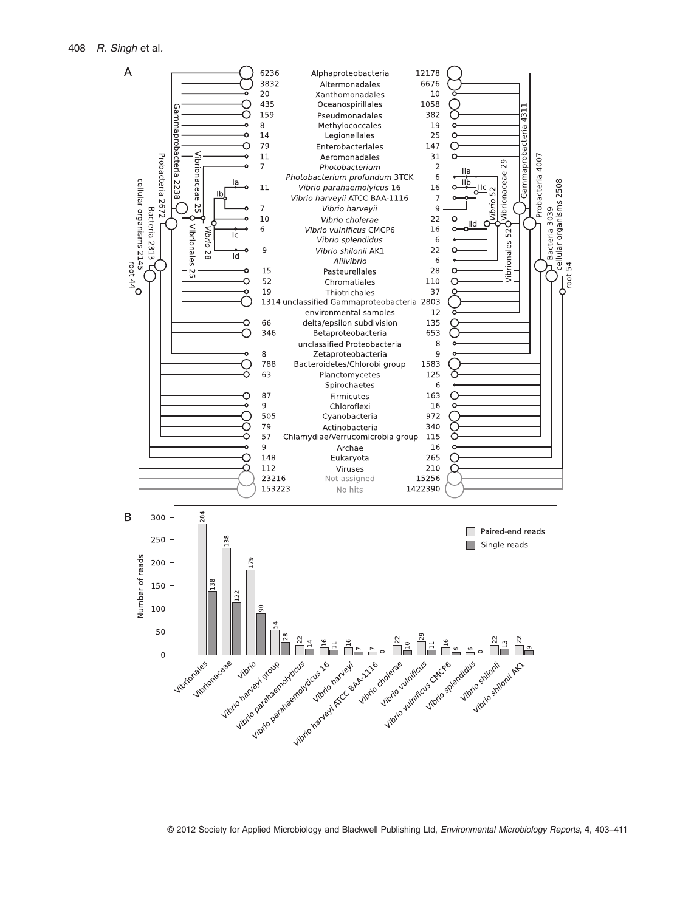**A**

| Taxon | Left reads | Right reads |
|---|---|---|
| Alphaproteobacteria | 6236 | 12178 |
| Altermonadales | 3832 | 6676 |
| Xanthomonadales | 20 | 10 |
| Oceanospirillales | 435 | 1058 |
| Pseudmonadales | 159 | 382 |
| Methylococcales | 8 | 19 |
| Legionellales | 14 | 25 |
| Enterobacteriales | 79 | 147 |
| Aeromonadales | 11 | 31 |
| *Photobacterium* | 7 | 2 |
| *Photobacterium profundum* 3TCK | | 6 |
| *Vibrio parahaemolyicus* 16 | 11 | 16 |
| *Vibrio harveyii* ATCC BAA-1116 | | 7 |
| *Vibrio harveyii* | 7 | 9 |
| *Vibrio cholerae* | 10 | 22 |
| *Vibrio vulnificus* CMCP6 | 6 | 16 |
| *Vibrio splendidus* | | 6 |
| *Vibrio shilonii* AK1 | 9 | 22 |
| *Aliivibrio* | | 6 |
| Pasteurellales | 15 | 28 |
| Chromatiales | 52 | 110 |
| Thiotrichales | 19 | 37 |
| unclassified Gammaproteobacteria | 1314 | 2803 |
| environmental samples | | 12 |
| delta/epsilon subdivision | 66 | 135 |
| Betaproteobacteria | 346 | 653 |
| unclassified Proteobacteria | | 8 |
| Zetaproteobacteria | 8 | 9 |
| Bacteroidetes/Chlorobi group | 788 | 1583 |
| Planctomycetes | 63 | 125 |
| Spirochaetes | | 6 |
| Firmicutes | 87 | 163 |
| Chloroflexi | 9 | 16 |
| Cyanobacteria | 505 | 972 |
| Actinobacteria | 79 | 340 |
| Chlamydiae/Verrucomicrobia group | 57 | 115 |
| Archae | 9 | 16 |
| Eukaryota | 148 | 265 |
| Viruses | 112 | 210 |
| Not assigned | 23216 | 15256 |
| No hits | 153223 | 1422390 |

Left tree nodes: Gammaproteobacteria 2238; Probacteria 2672; Bacteria 2313; cellular organisms 2145; root 44; Vibrionaceae 25; Vibrionales 25; *Vibrio* 28; Ia; Ib; Ic; Id

Right tree nodes: Gammaproteobacteria 4311; Probacteria 4007; Bacteria 3039; cellular organisms 2508; root 54; Vibrionaceae 29; Vibrionales 52; *Vibrio* 52; IIa; IIb; IIc; IId

**B**

| Taxon | Paired-end reads | Single reads |
|---|---|---|
| Vibrionales | 284 | 138 |
| Vibrionaceae | 138 | 122 |
| *Vibrio* | 179 | 90 |
| *Vibrio harveyi* group | 54 | 28 |
| *Vibrio parahaemolyticus* | 22 | 14 |
| *Vibrio parahaemolyticus* 16 | 16 | 11 |
| *Vibrio harveyi* | 16 | 7 |
| *Vibrio harveyi* ATCC BAA-1116 | 7 | 0 |
| *Vibrio cholerae* | 22 | 10 |
| *Vibrio vulnificus* | 29 | 11 |
| *Vibrio vulnificus* CMCP6 | 16 | 6 |
| *Vibrio splendidus* | 6 | 0 |
| *Vibrio shilonii* | 22 | 13 |
| *Vibrio shilonii* AK1 | 22 | 9 |

Y-axis: Number of reads (0–300)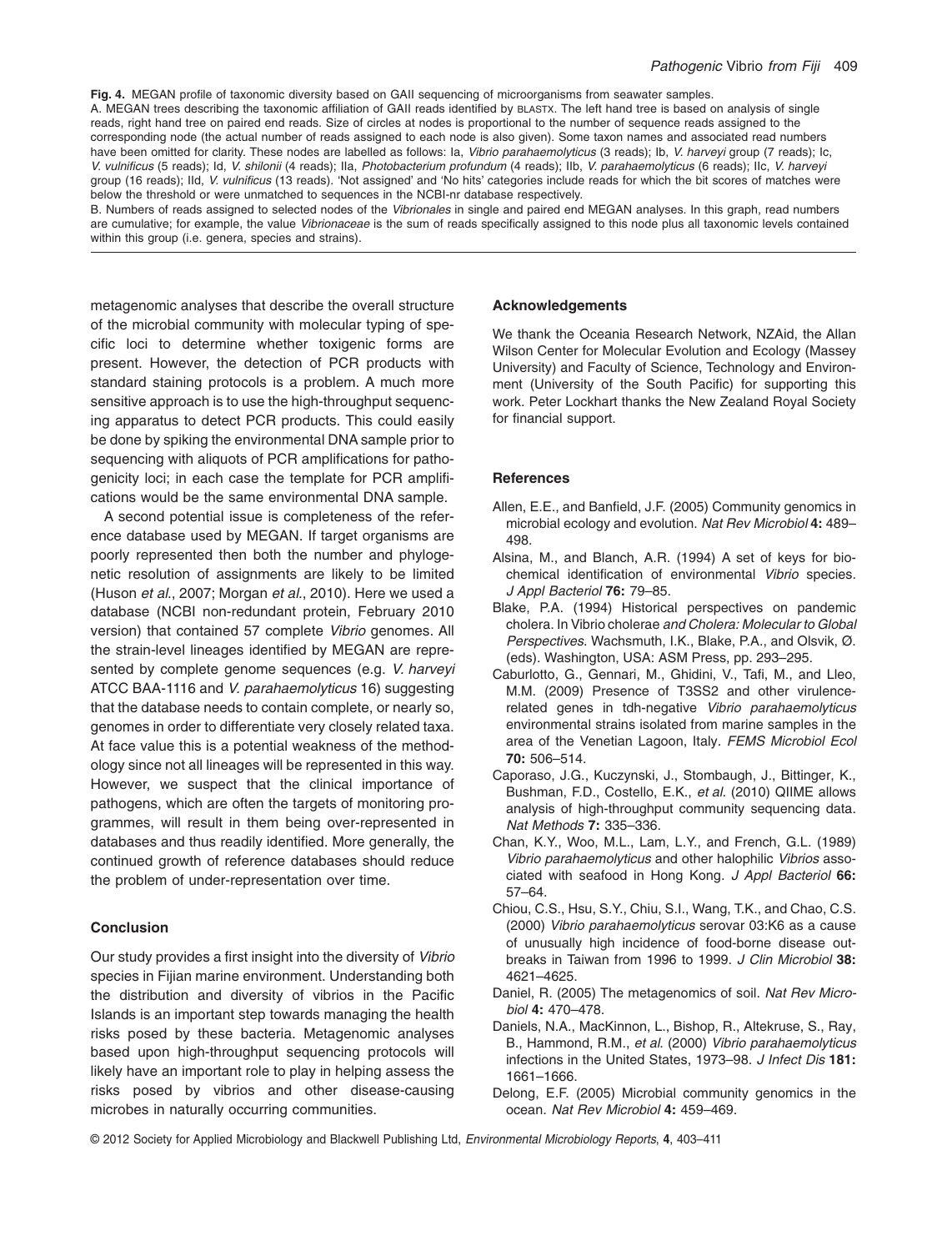**Fig. 4.** MEGAN profile of taxonomic diversity based on GAII sequencing of microorganisms from seawater samples.
A. MEGAN trees describing the taxonomic affiliation of GAII reads identified by BLASTX. The left hand tree is based on analysis of single reads, right hand tree on paired end reads. Size of circles at nodes is proportional to the number of sequence reads assigned to the corresponding node (the actual number of reads assigned to each node is also given). Some taxon names and associated read numbers have been omitted for clarity. These nodes are labelled as follows: Ia, *Vibrio parahaemolyticus* (3 reads); Ib, *V. harveyi* group (7 reads); Ic, *V. vulnificus* (5 reads); Id, *V. shilonii* (4 reads); IIa, *Photobacterium profundum* (4 reads); IIb, *V. parahaemolyticus* (6 reads); IIc, *V. harveyi* group (16 reads); IId, *V. vulnificus* (13 reads). 'Not assigned' and 'No hits' categories include reads for which the bit scores of matches were below the threshold or were unmatched to sequences in the NCBI-nr database respectively.
B. Numbers of reads assigned to selected nodes of the *Vibrionales* in single and paired end MEGAN analyses. In this graph, read numbers are cumulative; for example, the value *Vibrionaceae* is the sum of reads specifically assigned to this node plus all taxonomic levels contained within this group (i.e. genera, species and strains).

metagenomic analyses that describe the overall structure of the microbial community with molecular typing of specific loci to determine whether toxigenic forms are present. However, the detection of PCR products with standard staining protocols is a problem. A much more sensitive approach is to use the high-throughput sequencing apparatus to detect PCR products. This could easily be done by spiking the environmental DNA sample prior to sequencing with aliquots of PCR amplifications for pathogenicity loci; in each case the template for PCR amplifications would be the same environmental DNA sample.

A second potential issue is completeness of the reference database used by MEGAN. If target organisms are poorly represented then both the number and phylogenetic resolution of assignments are likely to be limited (Huson *et al*., 2007; Morgan *et al*., 2010). Here we used a database (NCBI non-redundant protein, February 2010 version) that contained 57 complete *Vibrio* genomes. All the strain-level lineages identified by MEGAN are represented by complete genome sequences (e.g. *V. harveyi* ATCC BAA-1116 and *V. parahaemolyticus* 16) suggesting that the database needs to contain complete, or nearly so, genomes in order to differentiate very closely related taxa. At face value this is a potential weakness of the methodology since not all lineages will be represented in this way. However, we suspect that the clinical importance of pathogens, which are often the targets of monitoring programmes, will result in them being over-represented in databases and thus readily identified. More generally, the continued growth of reference databases should reduce the problem of under-representation over time.

## Conclusion

Our study provides a first insight into the diversity of *Vibrio* species in Fijian marine environment. Understanding both the distribution and diversity of vibrios in the Pacific Islands is an important step towards managing the health risks posed by these bacteria. Metagenomic analyses based upon high-throughput sequencing protocols will likely have an important role to play in helping assess the risks posed by vibrios and other disease-causing microbes in naturally occurring communities.

## Acknowledgements

We thank the Oceania Research Network, NZAid, the Allan Wilson Center for Molecular Evolution and Ecology (Massey University) and Faculty of Science, Technology and Environment (University of the South Pacific) for supporting this work. Peter Lockhart thanks the New Zealand Royal Society for financial support.

## References

Allen, E.E., and Banfield, J.F. (2005) Community genomics in microbial ecology and evolution. *Nat Rev Microbiol* **4:** 489–498.

Alsina, M., and Blanch, A.R. (1994) A set of keys for biochemical identification of environmental *Vibrio* species. *J Appl Bacteriol* **76:** 79–85.

Blake, P.A. (1994) Historical perspectives on pandemic cholera. In Vibrio cholerae *and Cholera: Molecular to Global Perspectives*. Wachsmuth, I.K., Blake, P.A., and Olsvik, Ø. (eds). Washington, USA: ASM Press, pp. 293–295.

Caburlotto, G., Gennari, M., Ghidini, V., Tafi, M., and Lleo, M.M. (2009) Presence of T3SS2 and other virulence-related genes in tdh-negative *Vibrio parahaemolyticus* environmental strains isolated from marine samples in the area of the Venetian Lagoon, Italy. *FEMS Microbiol Ecol* **70:** 506–514.

Caporaso, J.G., Kuczynski, J., Stombaugh, J., Bittinger, K., Bushman, F.D., Costello, E.K., *et al*. (2010) QIIME allows analysis of high-throughput community sequencing data. *Nat Methods* **7:** 335–336.

Chan, K.Y., Woo, M.L., Lam, L.Y., and French, G.L. (1989) *Vibrio parahaemolyticus* and other halophilic *Vibrios* associated with seafood in Hong Kong. *J Appl Bacteriol* **66:** 57–64.

Chiou, C.S., Hsu, S.Y., Chiu, S.I., Wang, T.K., and Chao, C.S. (2000) *Vibrio parahaemolyticus* serovar 03:K6 as a cause of unusually high incidence of food-borne disease outbreaks in Taiwan from 1996 to 1999. *J Clin Microbiol* **38:** 4621–4625.

Daniel, R. (2005) The metagenomics of soil. *Nat Rev Microbiol* **4:** 470–478.

Daniels, N.A., MacKinnon, L., Bishop, R., Altekruse, S., Ray, B., Hammond, R.M., *et al*. (2000) *Vibrio parahaemolyticus* infections in the United States, 1973–98. *J Infect Dis* **181:** 1661–1666.

Delong, E.F. (2005) Microbial community genomics in the ocean. *Nat Rev Microbiol* **4:** 459–469.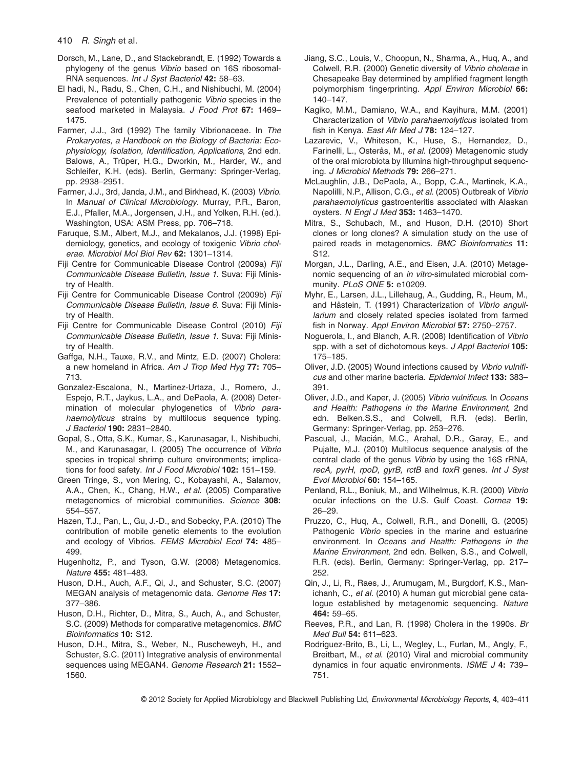Dorsch, M., Lane, D., and Stackebrandt, E. (1992) Towards a phylogeny of the genus *Vibrio* based on 16S ribosomal-RNA sequences. *Int J Syst Bacteriol* **42:** 58–63.

El hadi, N., Radu, S., Chen, C.H., and Nishibuchi, M. (2004) Prevalence of potentially pathogenic *Vibrio* species in the seafood marketed in Malaysia. *J Food Prot* **67:** 1469–1475.

Farmer, J.J., 3rd (1992) The family Vibrionaceae. In *The Prokaryotes, a Handbook on the Biology of Bacteria: Ecophysiology, Isolation, Identification, Applications*, 2nd edn. Balows, A., Trüper, H.G., Dworkin, M., Harder, W., and Schleifer, K.H. (eds). Berlin, Germany: Springer-Verlag, pp. 2938–2951.

Farmer, J.J., 3rd, Janda, J.M., and Birkhead, K. (2003) *Vibrio*. In *Manual of Clinical Microbiology*. Murray, P.R., Baron, E.J., Pfaller, M.A., Jorgensen, J.H., and Yolken, R.H. (ed.). Washington, USA: ASM Press, pp. 706–718.

Faruque, S.M., Albert, M.J., and Mekalanos, J.J. (1998) Epidemiology, genetics, and ecology of toxigenic *Vibrio cholerae*. *Microbiol Mol Biol Rev* **62:** 1301–1314.

Fiji Centre for Communicable Disease Control (2009a) *Fiji Communicable Disease Bulletin, Issue 1*. Suva: Fiji Ministry of Health.

Fiji Centre for Communicable Disease Control (2009b) *Fiji Communicable Disease Bulletin, Issue 6*. Suva: Fiji Ministry of Health.

Fiji Centre for Communicable Disease Control (2010) *Fiji Communicable Disease Bulletin, Issue 1*. Suva: Fiji Ministry of Health.

Gaffga, N.H., Tauxe, R.V., and Mintz, E.D. (2007) Cholera: a new homeland in Africa. *Am J Trop Med Hyg* **77:** 705–713.

Gonzalez-Escalona, N., Martinez-Urtaza, J., Romero, J., Espejo, R.T., Jaykus, L.A., and DePaola, A. (2008) Determination of molecular phylogenetics of *Vibrio parahaemolyticus* strains by multilocus sequence typing. *J Bacteriol* **190:** 2831–2840.

Gopal, S., Otta, S.K., Kumar, S., Karunasagar, I., Nishibuchi, M., and Karunasagar, I. (2005) The occurrence of *Vibrio* species in tropical shrimp culture environments; implications for food safety. *Int J Food Microbiol* **102:** 151–159.

Green Tringe, S., von Mering, C., Kobayashi, A., Salamov, A.A., Chen, K., Chang, H.W., *et al*. (2005) Comparative metagenomics of microbial communities. *Science* **308:** 554–557.

Hazen, T.J., Pan, L., Gu, J.-D., and Sobecky, P.A. (2010) The contribution of mobile genetic elements to the evolution and ecology of Vibrios. *FEMS Microbiol Ecol* **74:** 485–499.

Hugenholtz, P., and Tyson, G.W. (2008) Metagenomics. *Nature* **455:** 481–483.

Huson, D.H., Auch, A.F., Qi, J., and Schuster, S.C. (2007) MEGAN analysis of metagenomic data. *Genome Res* **17:** 377–386.

Huson, D.H., Richter, D., Mitra, S., Auch, A., and Schuster, S.C. (2009) Methods for comparative metagenomics. *BMC Bioinformatics* **10:** S12.

Huson, D.H., Mitra, S., Weber, N., Ruscheweyh, H., and Schuster, S.C. (2011) Integrative analysis of environmental sequences using MEGAN4. *Genome Research* **21:** 1552–1560.

Jiang, S.C., Louis, V., Choopun, N., Sharma, A., Huq, A., and Colwell, R.R. (2000) Genetic diversity of *Vibrio cholerae* in Chesapeake Bay determined by amplified fragment length polymorphism fingerprinting. *Appl Environ Microbiol* **66:** 140–147.

Kagiko, M.M., Damiano, W.A., and Kayihura, M.M. (2001) Characterization of *Vibrio parahaemolyticus* isolated from fish in Kenya. *East Afr Med J* **78:** 124–127.

Lazarevic, V., Whiteson, K., Huse, S., Hernandez, D., Farinelli, L., Osterås, M., *et al*. (2009) Metagenomic study of the oral microbiota by Illumina high-throughput sequencing. *J Microbiol Methods* **79:** 266–271.

McLaughlin, J.B., DePaola, A., Bopp, C.A., Martinek, K.A., Napolilli, N.P., Allison, C.G., *et al*. (2005) Outbreak of *Vibrio parahaemolyticus* gastroenteritis associated with Alaskan oysters. *N Engl J Med* **353:** 1463–1470.

Mitra, S., Schubach, M., and Huson, D.H. (2010) Short clones or long clones? A simulation study on the use of paired reads in metagenomics. *BMC Bioinformatics* **11:** S12.

Morgan, J.L., Darling, A.E., and Eisen, J.A. (2010) Metagenomic sequencing of an *in vitro*-simulated microbial community. *PLoS ONE* **5:** e10209.

Myhr, E., Larsen, J.L., Lillehaug, A., Gudding, R., Heum, M., and Håstein, T. (1991) Characterization of *Vibrio anguillarium* and closely related species isolated from farmed fish in Norway. *Appl Environ Microbiol* **57:** 2750–2757.

Noguerola, I., and Blanch, A.R. (2008) Identification of *Vibrio* spp. with a set of dichotomous keys. *J Appl Bacteriol* **105:** 175–185.

Oliver, J.D. (2005) Wound infections caused by *Vibrio vulnificus* and other marine bacteria. *Epidemiol Infect* **133:** 383–391.

Oliver, J.D., and Kaper, J. (2005) *Vibrio vulnificus*. In *Oceans and Health: Pathogens in the Marine Environment*, 2nd edn. Belken.S.S., and Colwell, R.R. (eds). Berlin, Germany: Springer-Verlag, pp. 253–276.

Pascual, J., Macián, M.C., Arahal, D.R., Garay, E., and Pujalte, M.J. (2010) Multilocus sequence analysis of the central clade of the genus *Vibrio* by using the 16S rRNA, *recA, pyrH, rpoD, gyrB, rctB* and *toxR* genes. *Int J Syst Evol Microbiol* **60:** 154–165.

Penland, R.L., Boniuk, M., and Wilhelmus, K.R. (2000) *Vibrio* ocular infections on the U.S. Gulf Coast. *Cornea* **19:** 26–29.

Pruzzo, C., Huq, A., Colwell, R.R., and Donelli, G. (2005) Pathogenic *Vibrio* species in the marine and estuarine environment. In *Oceans and Health: Pathogens in the Marine Environment*, 2nd edn. Belken, S.S., and Colwell, R.R. (eds). Berlin, Germany: Springer-Verlag, pp. 217–252.

Qin, J., Li, R., Raes, J., Arumugam, M., Burgdorf, K.S., Manichanh, C., *et al*. (2010) A human gut microbial gene catalogue established by metagenomic sequencing. *Nature* **464:** 59–65.

Reeves, P.R., and Lan, R. (1998) Cholera in the 1990s. *Br Med Bull* **54:** 611–623.

Rodriguez-Brito, B., Li, L., Wegley, L., Furlan, M., Angly, F., Breitbart, M., *et al*. (2010) Viral and microbial community dynamics in four aquatic environments. *ISME J* **4:** 739–751.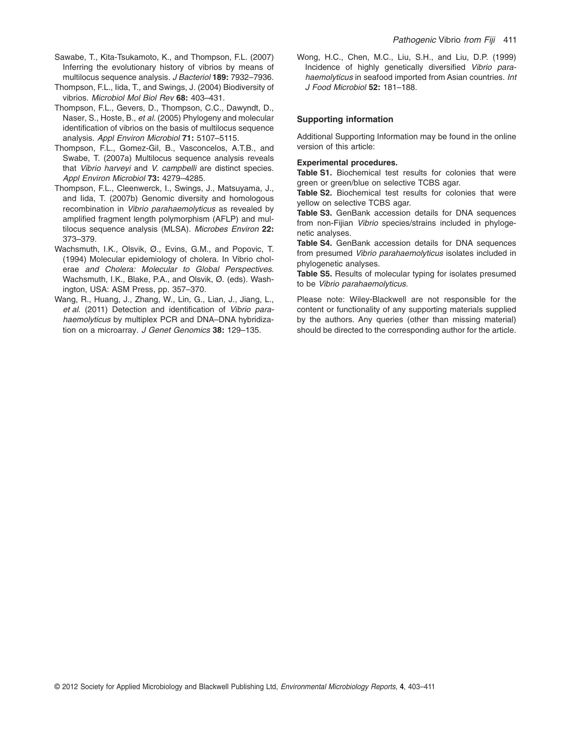Sawabe, T., Kita-Tsukamoto, K., and Thompson, F.L. (2007) Inferring the evolutionary history of vibrios by means of multilocus sequence analysis. *J Bacteriol* **189:** 7932–7936.

Thompson, F.L., Iida, T., and Swings, J. (2004) Biodiversity of vibrios. *Microbiol Mol Biol Rev* **68:** 403–431.

Thompson, F.L., Gevers, D., Thompson, C.C., Dawyndt, D., Naser, S., Hoste, B., *et al*. (2005) Phylogeny and molecular identification of vibrios on the basis of multilocus sequence analysis. *Appl Environ Microbiol* **71:** 5107–5115.

Thompson, F.L., Gomez-Gil, B., Vasconcelos, A.T.B., and Swabe, T. (2007a) Multilocus sequence analysis reveals that *Vibrio harveyi* and *V. campbelli* are distinct species. *Appl Environ Microbiol* **73:** 4279–4285.

Thompson, F.L., Cleenwerck, I., Swings, J., Matsuyama, J., and Iida, T. (2007b) Genomic diversity and homologous recombination in *Vibrio parahaemolyticus* as revealed by amplified fragment length polymorphism (AFLP) and multilocus sequence analysis (MLSA). *Microbes Environ* **22:** 373–379.

Wachsmuth, I.K., Olsvik, Ø., Evins, G.M., and Popovic, T. (1994) Molecular epidemiology of cholera. In Vibrio cholerae *and Cholera: Molecular to Global Perspectives*. Wachsmuth, I.K., Blake, P.A., and Olsvik, Ø. (eds). Washington, USA: ASM Press, pp. 357–370.

Wang, R., Huang, J., Zhang, W., Lin, G., Lian, J., Jiang, L., *et al*. (2011) Detection and identification of *Vibrio parahaemolyticus* by multiplex PCR and DNA–DNA hybridization on a microarray. *J Genet Genomics* **38:** 129–135.

Wong, H.C., Chen, M.C., Liu, S.H., and Liu, D.P. (1999) Incidence of highly genetically diversified *Vibrio parahaemolyticus* in seafood imported from Asian countries. *Int J Food Microbiol* **52:** 181–188.

## Supporting information

Additional Supporting Information may be found in the online version of this article:

**Experimental procedures.**

**Table S1.** Biochemical test results for colonies that were green or green/blue on selective TCBS agar.

**Table S2.** Biochemical test results for colonies that were yellow on selective TCBS agar.

**Table S3.** GenBank accession details for DNA sequences from non-Fijian *Vibrio* species/strains included in phylogenetic analyses.

**Table S4.** GenBank accession details for DNA sequences from presumed *Vibrio parahaemolyticus* isolates included in phylogenetic analyses.

**Table S5.** Results of molecular typing for isolates presumed to be *Vibrio parahaemolyticus*.

Please note: Wiley-Blackwell are not responsible for the content or functionality of any supporting materials supplied by the authors. Any queries (other than missing material) should be directed to the corresponding author for the article.